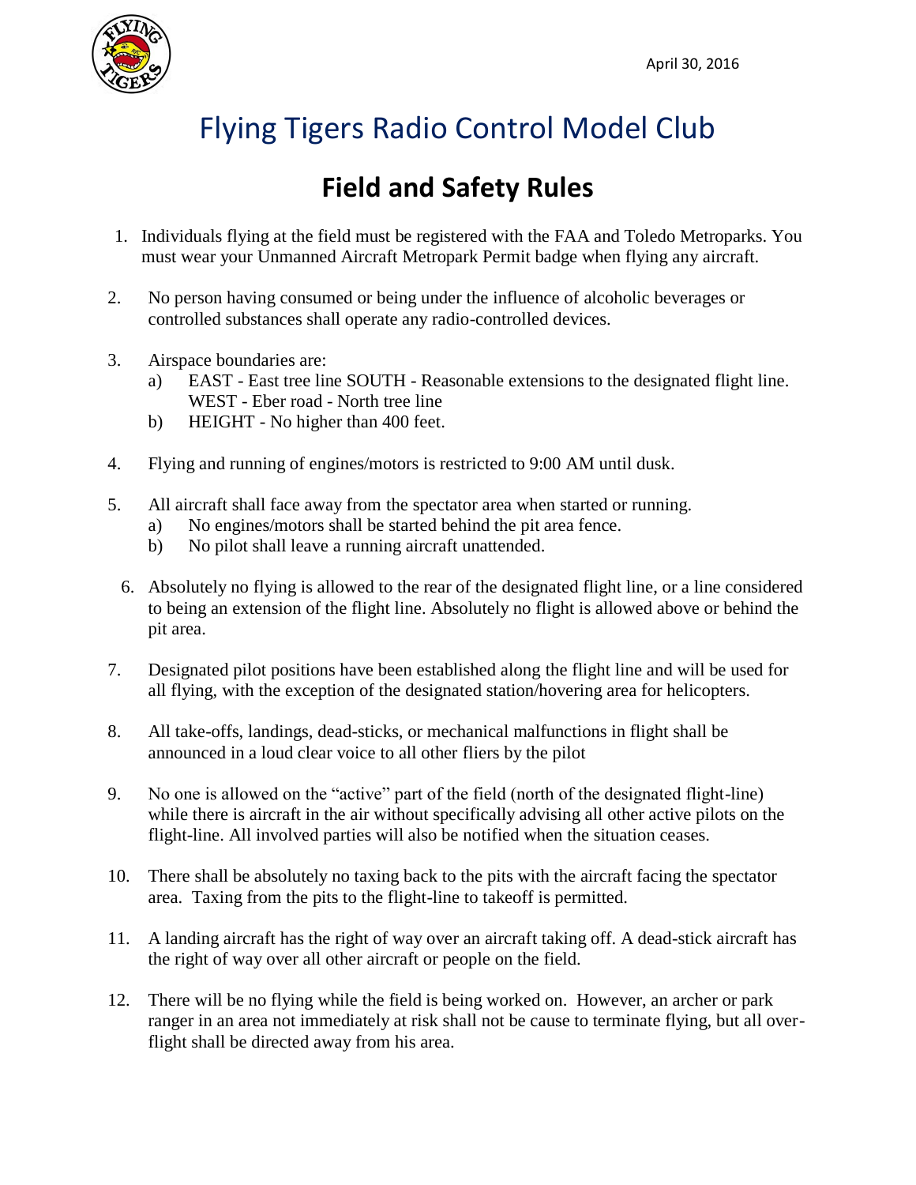April 30, 2016

# Flying Tigers Radio Control Model Club

## Field and Safety Rules

1. Individuals flying at the field must be registered with the FAA and Toledo Metroparks. You must wear your Unmanned Aircraft Metropark Permit badge when flying any aircraft.

2. No person having consumed or being under the influence of alcoholic beverages or controlled substances shall operate any radio-controlled devices.

3. Airspace boundaries are:
   a) EAST - East tree line SOUTH - Reasonable extensions to the designated flight line. WEST - Eber road - North tree line
   b) HEIGHT - No higher than 400 feet.

4. Flying and running of engines/motors is restricted to 9:00 AM until dusk.

5. All aircraft shall face away from the spectator area when started or running.
   a) No engines/motors shall be started behind the pit area fence.
   b) No pilot shall leave a running aircraft unattended.

6. Absolutely no flying is allowed to the rear of the designated flight line, or a line considered to being an extension of the flight line. Absolutely no flight is allowed above or behind the pit area.

7. Designated pilot positions have been established along the flight line and will be used for all flying, with the exception of the designated station/hovering area for helicopters.

8. All take-offs, landings, dead-sticks, or mechanical malfunctions in flight shall be announced in a loud clear voice to all other fliers by the pilot

9. No one is allowed on the "active" part of the field (north of the designated flight-line) while there is aircraft in the air without specifically advising all other active pilots on the flight-line. All involved parties will also be notified when the situation ceases.

10. There shall be absolutely no taxing back to the pits with the aircraft facing the spectator area. Taxing from the pits to the flight-line to takeoff is permitted.

11. A landing aircraft has the right of way over an aircraft taking off. A dead-stick aircraft has the right of way over all other aircraft or people on the field.

12. There will be no flying while the field is being worked on. However, an archer or park ranger in an area not immediately at risk shall not be cause to terminate flying, but all over-flight shall be directed away from his area.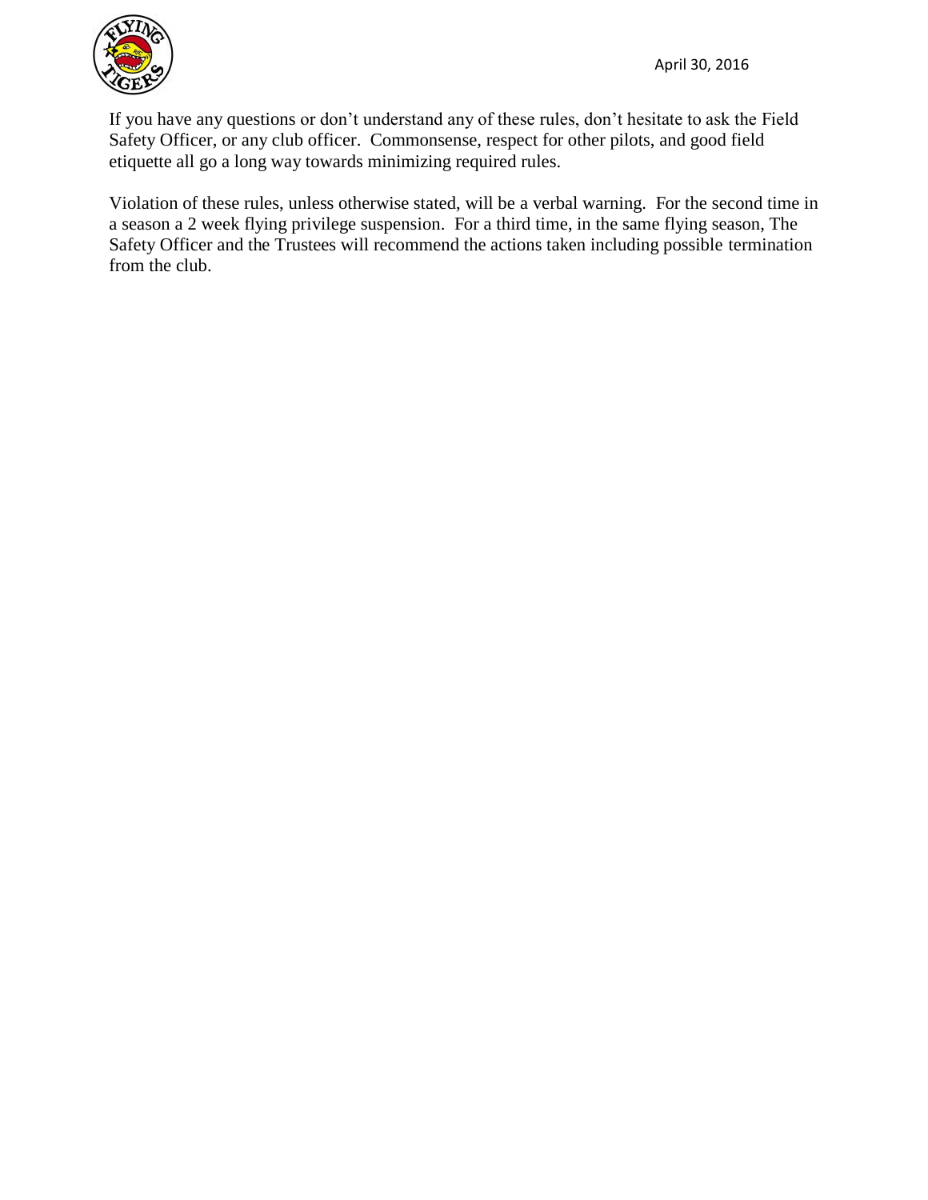If you have any questions or don't understand any of these rules, don't hesitate to ask the Field Safety Officer, or any club officer. Commonsense, respect for other pilots, and good field etiquette all go a long way towards minimizing required rules.

Violation of these rules, unless otherwise stated, will be a verbal warning. For the second time in a season a 2 week flying privilege suspension. For a third time, in the same flying season, The Safety Officer and the Trustees will recommend the actions taken including possible termination from the club.